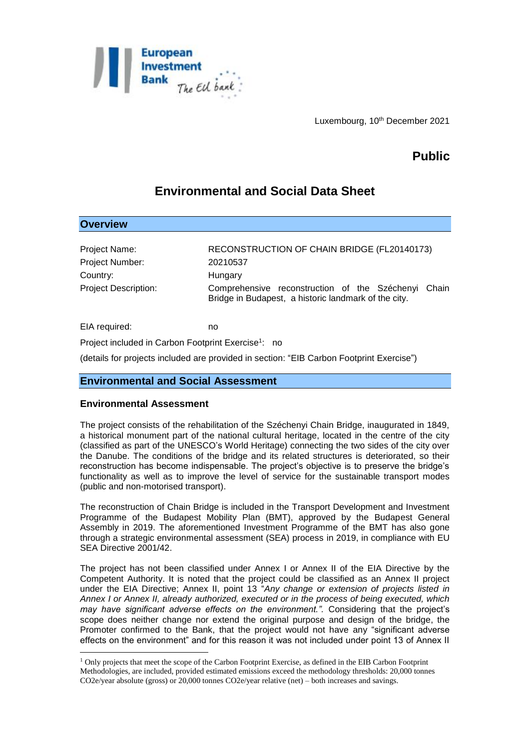European Investment Bank — The EU bank

Luxembourg, 10th December 2021

**Public**

# Environmental and Social Data Sheet

## Overview

| | |
|---|---|
| Project Name: | RECONSTRUCTION OF CHAIN BRIDGE (FL20140173) |
| Project Number: | 20210537 |
| Country: | Hungary |
| Project Description: | Comprehensive reconstruction of the Széchenyi Chain Bridge in Budapest, a historic landmark of the city. |

EIA required: no

Project included in Carbon Footprint Exercise[1]: no

(details for projects included are provided in section: "EIB Carbon Footprint Exercise")

## Environmental and Social Assessment

### Environmental Assessment

The project consists of the rehabilitation of the Széchenyi Chain Bridge, inaugurated in 1849, a historical monument part of the national cultural heritage, located in the centre of the city (classified as part of the UNESCO's World Heritage) connecting the two sides of the city over the Danube. The conditions of the bridge and its related structures is deteriorated, so their reconstruction has become indispensable. The project's objective is to preserve the bridge's functionality as well as to improve the level of service for the sustainable transport modes (public and non-motorised transport).

The reconstruction of Chain Bridge is included in the Transport Development and Investment Programme of the Budapest Mobility Plan (BMT), approved by the Budapest General Assembly in 2019. The aforementioned Investment Programme of the BMT has also gone through a strategic environmental assessment (SEA) process in 2019, in compliance with EU SEA Directive 2001/42.

The project has not been classified under Annex I or Annex II of the EIA Directive by the Competent Authority. It is noted that the project could be classified as an Annex II project under the EIA Directive; Annex II, point 13 "*Any change or extension of projects listed in Annex I or Annex II, already authorized, executed or in the process of being executed, which may have significant adverse effects on the environment.".* Considering that the project's scope does neither change nor extend the original purpose and design of the bridge, the Promoter confirmed to the Bank, that the project would not have any "significant adverse effects on the environment" and for this reason it was not included under point 13 of Annex II

---

[1] Only projects that meet the scope of the Carbon Footprint Exercise, as defined in the EIB Carbon Footprint Methodologies, are included, provided estimated emissions exceed the methodology thresholds: 20,000 tonnes $CO_2e$/year absolute (gross) or 20,000 tonnes $CO_2e$/year relative (net) – both increases and savings.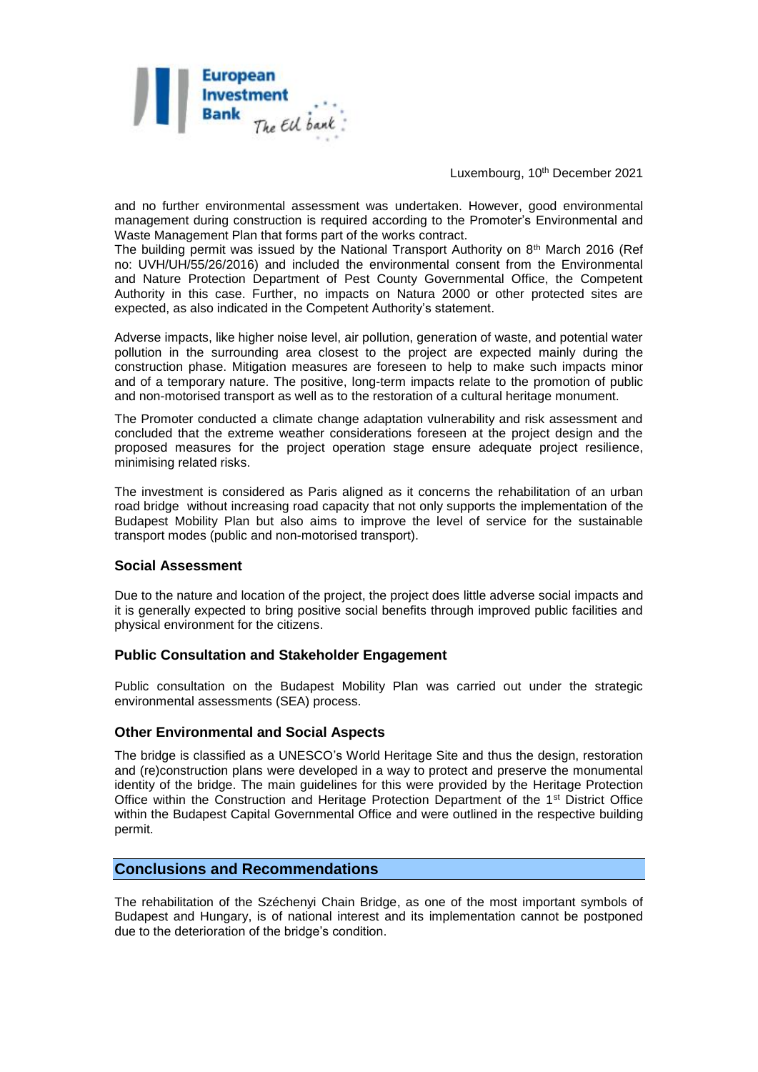and no further environmental assessment was undertaken. However, good environmental management during construction is required according to the Promoter's Environmental and Waste Management Plan that forms part of the works contract.

The building permit was issued by the National Transport Authority on 8th March 2016 (Ref no: UVH/UH/55/26/2016) and included the environmental consent from the Environmental and Nature Protection Department of Pest County Governmental Office, the Competent Authority in this case. Further, no impacts on Natura 2000 or other protected sites are expected, as also indicated in the Competent Authority's statement.

Adverse impacts, like higher noise level, air pollution, generation of waste, and potential water pollution in the surrounding area closest to the project are expected mainly during the construction phase. Mitigation measures are foreseen to help to make such impacts minor and of a temporary nature. The positive, long-term impacts relate to the promotion of public and non-motorised transport as well as to the restoration of a cultural heritage monument.

The Promoter conducted a climate change adaptation vulnerability and risk assessment and concluded that the extreme weather considerations foreseen at the project design and the proposed measures for the project operation stage ensure adequate project resilience, minimising related risks.

The investment is considered as Paris aligned as it concerns the rehabilitation of an urban road bridge without increasing road capacity that not only supports the implementation of the Budapest Mobility Plan but also aims to improve the level of service for the sustainable transport modes (public and non-motorised transport).

### Social Assessment

Due to the nature and location of the project, the project does little adverse social impacts and it is generally expected to bring positive social benefits through improved public facilities and physical environment for the citizens.

### Public Consultation and Stakeholder Engagement

Public consultation on the Budapest Mobility Plan was carried out under the strategic environmental assessments (SEA) process.

### Other Environmental and Social Aspects

The bridge is classified as a UNESCO's World Heritage Site and thus the design, restoration and (re)construction plans were developed in a way to protect and preserve the monumental identity of the bridge. The main guidelines for this were provided by the Heritage Protection Office within the Construction and Heritage Protection Department of the 1st District Office within the Budapest Capital Governmental Office and were outlined in the respective building permit.

## Conclusions and Recommendations

The rehabilitation of the Széchenyi Chain Bridge, as one of the most important symbols of Budapest and Hungary, is of national interest and its implementation cannot be postponed due to the deterioration of the bridge's condition.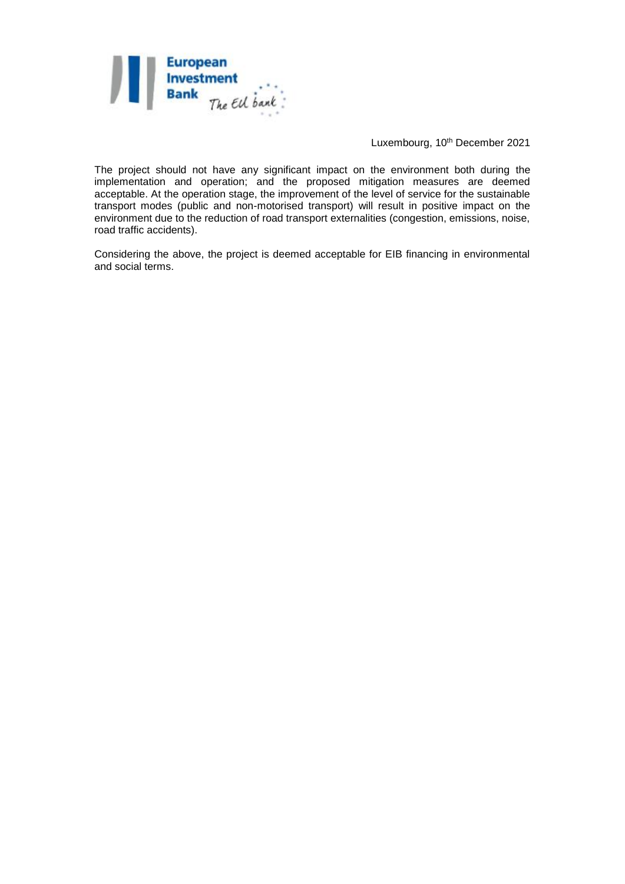Luxembourg, 10th December 2021

The project should not have any significant impact on the environment both during the implementation and operation; and the proposed mitigation measures are deemed acceptable. At the operation stage, the improvement of the level of service for the sustainable transport modes (public and non-motorised transport) will result in positive impact on the environment due to the reduction of road transport externalities (congestion, emissions, noise, road traffic accidents).

Considering the above, the project is deemed acceptable for EIB financing in environmental and social terms.